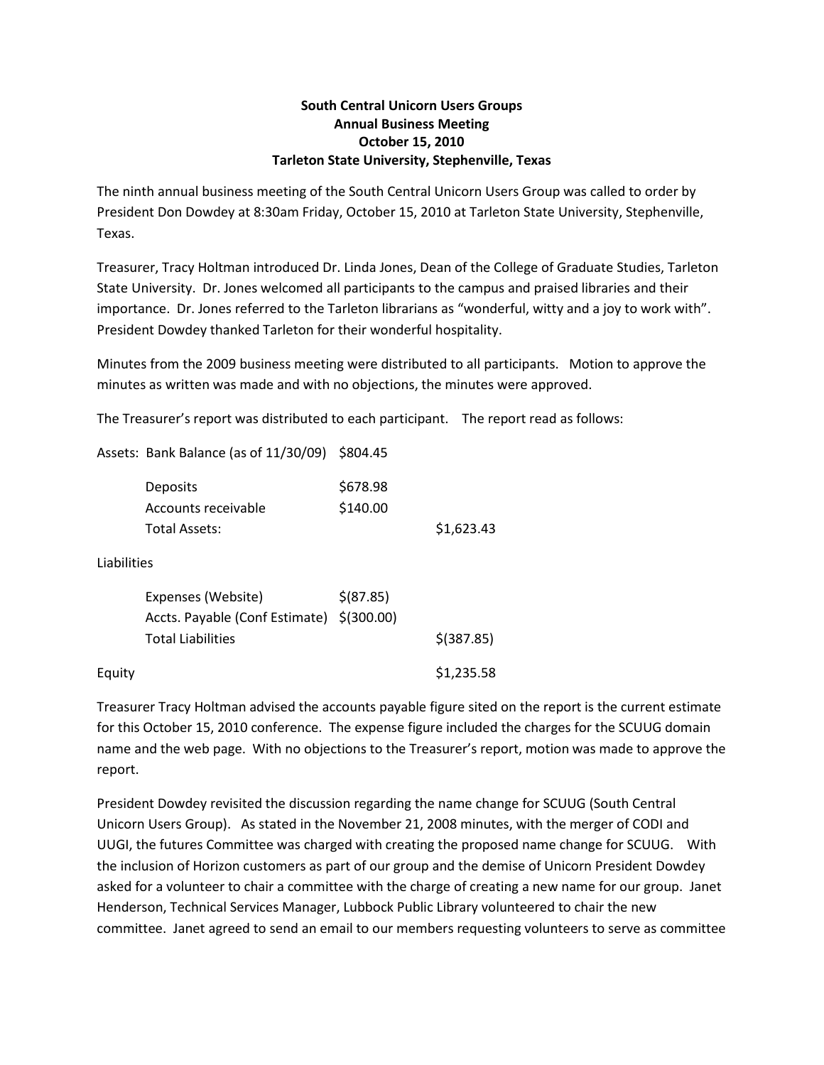**South Central Unicorn Users Groups**
**Annual Business Meeting**
**October 15, 2010**
**Tarleton State University, Stephenville, Texas**

The ninth annual business meeting of the South Central Unicorn Users Group was called to order by President Don Dowdey at 8:30am Friday, October 15, 2010 at Tarleton State University, Stephenville, Texas.

Treasurer, Tracy Holtman introduced Dr. Linda Jones, Dean of the College of Graduate Studies, Tarleton State University. Dr. Jones welcomed all participants to the campus and praised libraries and their importance. Dr. Jones referred to the Tarleton librarians as "wonderful, witty and a joy to work with". President Dowdey thanked Tarleton for their wonderful hospitality.

Minutes from the 2009 business meeting were distributed to all participants. Motion to approve the minutes as written was made and with no objections, the minutes were approved.

The Treasurer's report was distributed to each participant. The report read as follows:

| | | |
|---|---|---|
| Assets: Bank Balance (as of 11/30/09) | $804.45 | |
| Deposits | $678.98 | |
| Accounts receivable | $140.00 | |
| Total Assets: | | $1,623.43 |
| Liabilities | | |
| Expenses (Website) | $(87.85) | |
| Accts. Payable (Conf Estimate) | $(300.00) | |
| Total Liabilities | | $(387.85) |
| Equity | | $1,235.58 |

Treasurer Tracy Holtman advised the accounts payable figure sited on the report is the current estimate for this October 15, 2010 conference. The expense figure included the charges for the SCUUG domain name and the web page. With no objections to the Treasurer's report, motion was made to approve the report.

President Dowdey revisited the discussion regarding the name change for SCUUG (South Central Unicorn Users Group). As stated in the November 21, 2008 minutes, with the merger of CODI and UUGI, the futures Committee was charged with creating the proposed name change for SCUUG. With the inclusion of Horizon customers as part of our group and the demise of Unicorn President Dowdey asked for a volunteer to chair a committee with the charge of creating a new name for our group. Janet Henderson, Technical Services Manager, Lubbock Public Library volunteered to chair the new committee. Janet agreed to send an email to our members requesting volunteers to serve as committee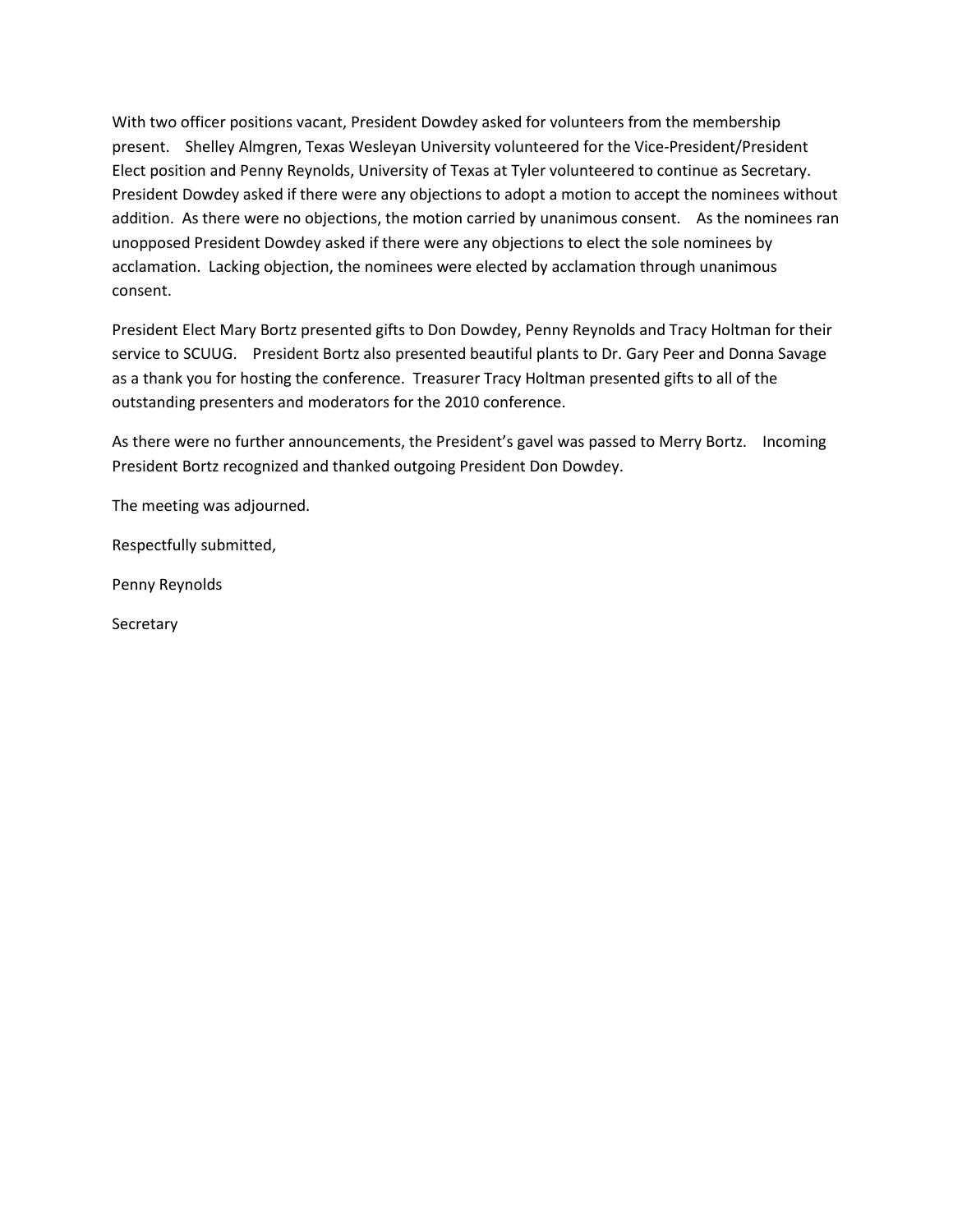With two officer positions vacant, President Dowdey asked for volunteers from the membership present. Shelley Almgren, Texas Wesleyan University volunteered for the Vice-President/President Elect position and Penny Reynolds, University of Texas at Tyler volunteered to continue as Secretary. President Dowdey asked if there were any objections to adopt a motion to accept the nominees without addition. As there were no objections, the motion carried by unanimous consent. As the nominees ran unopposed President Dowdey asked if there were any objections to elect the sole nominees by acclamation. Lacking objection, the nominees were elected by acclamation through unanimous consent.

President Elect Mary Bortz presented gifts to Don Dowdey, Penny Reynolds and Tracy Holtman for their service to SCUUG. President Bortz also presented beautiful plants to Dr. Gary Peer and Donna Savage as a thank you for hosting the conference. Treasurer Tracy Holtman presented gifts to all of the outstanding presenters and moderators for the 2010 conference.

As there were no further announcements, the President's gavel was passed to Merry Bortz. Incoming President Bortz recognized and thanked outgoing President Don Dowdey.

The meeting was adjourned.

Respectfully submitted,

Penny Reynolds

Secretary